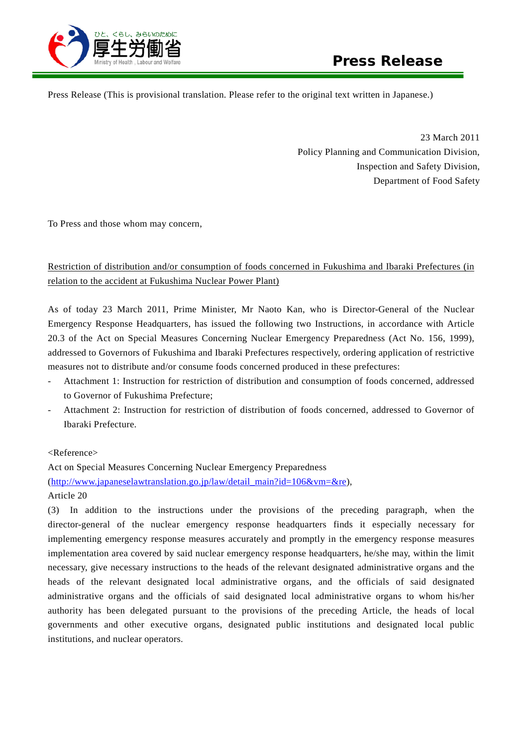厚生労働省

ひと、くらし、みらいのために

Ministry of Health, Labour and Welfare

# Press Release

Press Release (This is provisional translation. Please refer to the original text written in Japanese.)

23 March 2011
Policy Planning and Communication Division,
Inspection and Safety Division,
Department of Food Safety

To Press and those whom may concern,

<u>Restriction of distribution and/or consumption of foods concerned in Fukushima and Ibaraki Prefectures (in relation to the accident at Fukushima Nuclear Power Plant)</u>

As of today 23 March 2011, Prime Minister, Mr Naoto Kan, who is Director-General of the Nuclear Emergency Response Headquarters, has issued the following two Instructions, in accordance with Article 20.3 of the Act on Special Measures Concerning Nuclear Emergency Preparedness (Act No. 156, 1999), addressed to Governors of Fukushima and Ibaraki Prefectures respectively, ordering application of restrictive measures not to distribute and/or consume foods concerned produced in these prefectures:

- Attachment 1: Instruction for restriction of distribution and consumption of foods concerned, addressed to Governor of Fukushima Prefecture;
- Attachment 2: Instruction for restriction of distribution of foods concerned, addressed to Governor of Ibaraki Prefecture.

<Reference>
Act on Special Measures Concerning Nuclear Emergency Preparedness
(http://www.japaneselawtranslation.go.jp/law/detail_main?id=106&vm=&re),
Article 20
(3) In addition to the instructions under the provisions of the preceding paragraph, when the director-general of the nuclear emergency response headquarters finds it especially necessary for implementing emergency response measures accurately and promptly in the emergency response measures implementation area covered by said nuclear emergency response headquarters, he/she may, within the limit necessary, give necessary instructions to the heads of the relevant designated administrative organs and the heads of the relevant designated local administrative organs, and the officials of said designated administrative organs and the officials of said designated local administrative organs to whom his/her authority has been delegated pursuant to the provisions of the preceding Article, the heads of local governments and other executive organs, designated public institutions and designated local public institutions, and nuclear operators.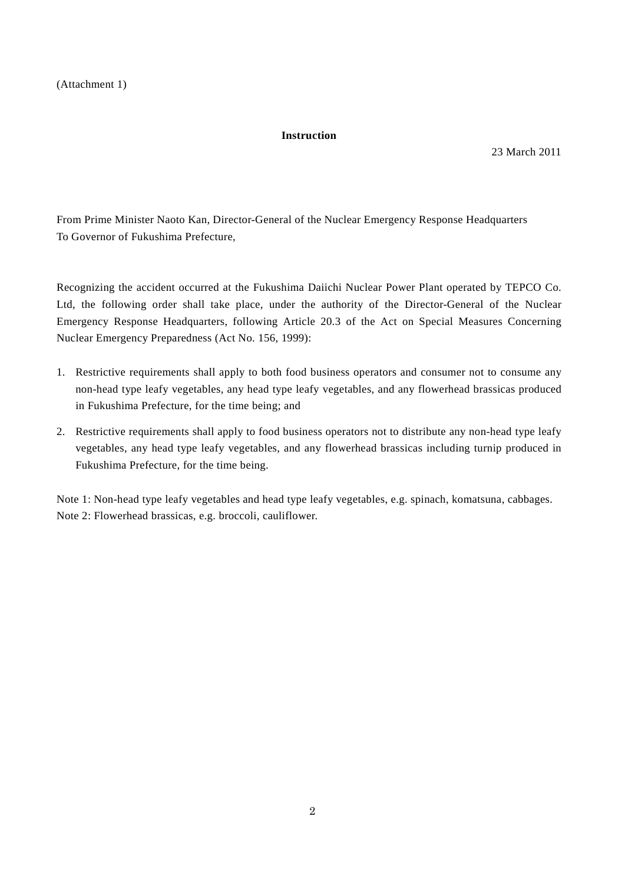(Attachment 1)

**Instruction**

23 March 2011

From Prime Minister Naoto Kan, Director-General of the Nuclear Emergency Response Headquarters
To Governor of Fukushima Prefecture,

Recognizing the accident occurred at the Fukushima Daiichi Nuclear Power Plant operated by TEPCO Co. Ltd, the following order shall take place, under the authority of the Director-General of the Nuclear Emergency Response Headquarters, following Article 20.3 of the Act on Special Measures Concerning Nuclear Emergency Preparedness (Act No. 156, 1999):

1. Restrictive requirements shall apply to both food business operators and consumer not to consume any non-head type leafy vegetables, any head type leafy vegetables, and any flowerhead brassicas produced in Fukushima Prefecture, for the time being; and
2. Restrictive requirements shall apply to food business operators not to distribute any non-head type leafy vegetables, any head type leafy vegetables, and any flowerhead brassicas including turnip produced in Fukushima Prefecture, for the time being.

Note 1: Non-head type leafy vegetables and head type leafy vegetables, e.g. spinach, komatsuna, cabbages.
Note 2: Flowerhead brassicas, e.g. broccoli, cauliflower.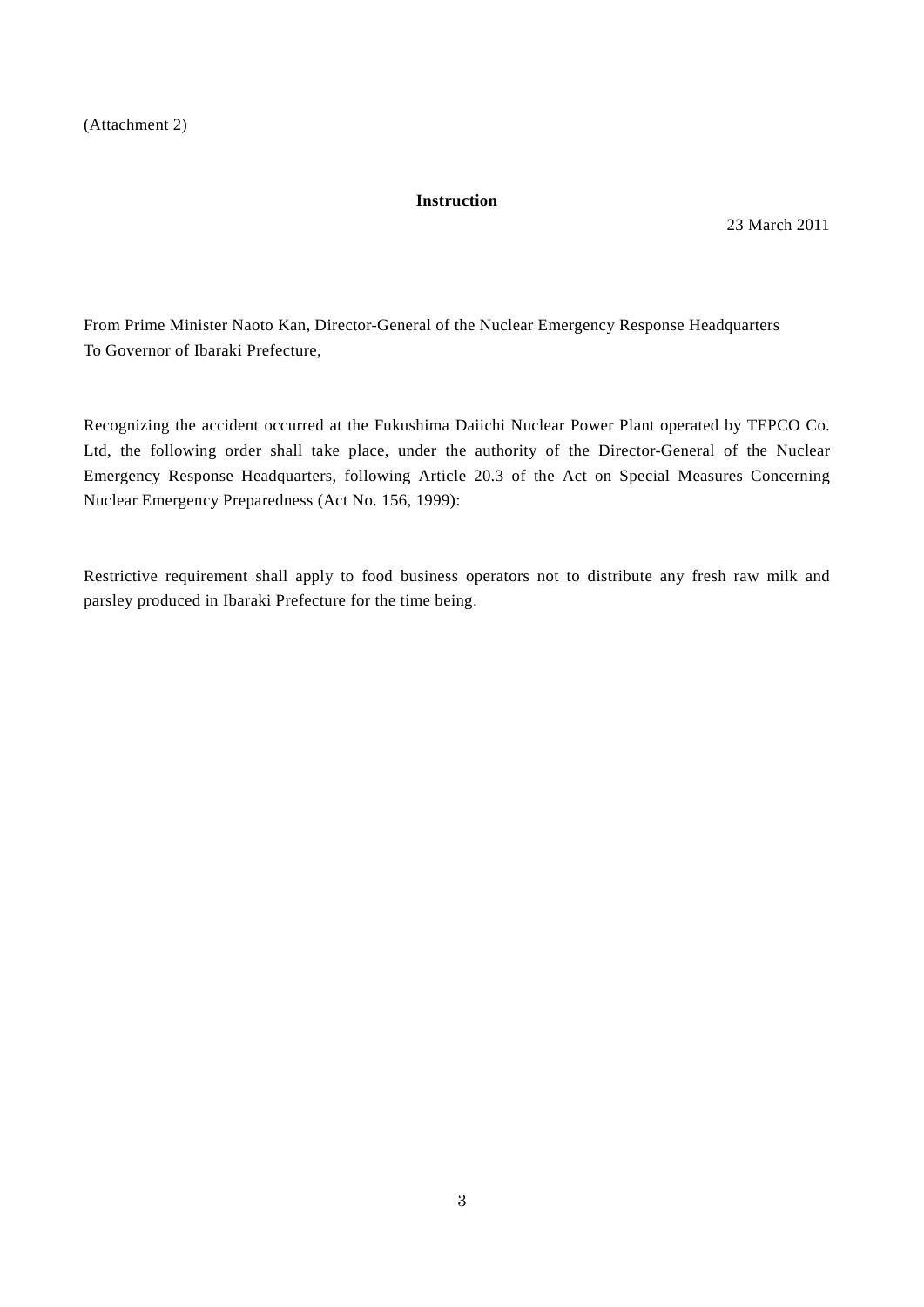(Attachment 2)

**Instruction**

23 March 2011

From Prime Minister Naoto Kan, Director-General of the Nuclear Emergency Response Headquarters
To Governor of Ibaraki Prefecture,

Recognizing the accident occurred at the Fukushima Daiichi Nuclear Power Plant operated by TEPCO Co. Ltd, the following order shall take place, under the authority of the Director-General of the Nuclear Emergency Response Headquarters, following Article 20.3 of the Act on Special Measures Concerning Nuclear Emergency Preparedness (Act No. 156, 1999):

Restrictive requirement shall apply to food business operators not to distribute any fresh raw milk and parsley produced in Ibaraki Prefecture for the time being.